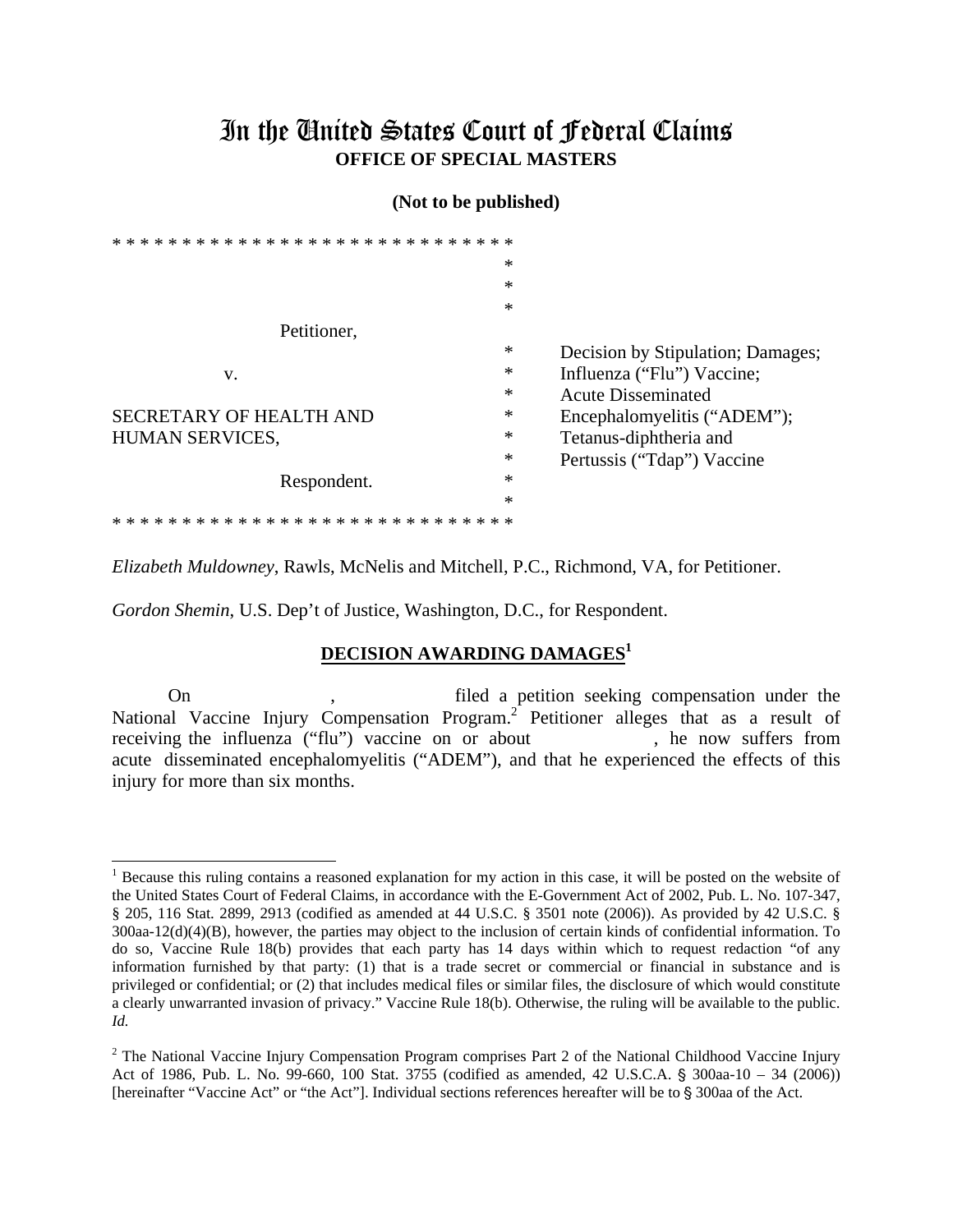# In the United States Court of Federal Claims

**OFFICE OF SPECIAL MASTERS**

**(Not to be published)**

| | | |
|---|---|---|
| Petitioner, | * | |
| v. | * | Decision by Stipulation; Damages; |
| | * | Influenza ("Flu") Vaccine; |
| SECRETARY OF HEALTH AND HUMAN SERVICES, | * | Acute Disseminated Encephalomyelitis ("ADEM"); |
| | * | Tetanus-diphtheria and Pertussis ("Tdap") Vaccine |
| Respondent. | * | |

*Elizabeth Muldowney*, Rawls, McNelis and Mitchell, P.C., Richmond, VA, for Petitioner.

*Gordon Shemin*, U.S. Dep't of Justice, Washington, D.C., for Respondent.

**DECISION AWARDING DAMAGES[1]**

On , filed a petition seeking compensation under the National Vaccine Injury Compensation Program.[2] Petitioner alleges that as a result of receiving the influenza ("flu") vaccine on or about , he now suffers from acute disseminated encephalomyelitis ("ADEM"), and that he experienced the effects of this injury for more than six months.

---

[1] Because this ruling contains a reasoned explanation for my action in this case, it will be posted on the website of the United States Court of Federal Claims, in accordance with the E-Government Act of 2002, Pub. L. No. 107-347, § 205, 116 Stat. 2899, 2913 (codified as amended at 44 U.S.C. § 3501 note (2006)). As provided by 42 U.S.C. § 300aa-12(d)(4)(B), however, the parties may object to the inclusion of certain kinds of confidential information. To do so, Vaccine Rule 18(b) provides that each party has 14 days within which to request redaction "of any information furnished by that party: (1) that is a trade secret or commercial or financial in substance and is privileged or confidential; or (2) that includes medical files or similar files, the disclosure of which would constitute a clearly unwarranted invasion of privacy." Vaccine Rule 18(b). Otherwise, the ruling will be available to the public. *Id.*

[2] The National Vaccine Injury Compensation Program comprises Part 2 of the National Childhood Vaccine Injury Act of 1986, Pub. L. No. 99-660, 100 Stat. 3755 (codified as amended, 42 U.S.C.A. § 300aa-10 – 34 (2006)) [hereinafter "Vaccine Act" or "the Act"]. Individual sections references hereafter will be to § 300aa of the Act.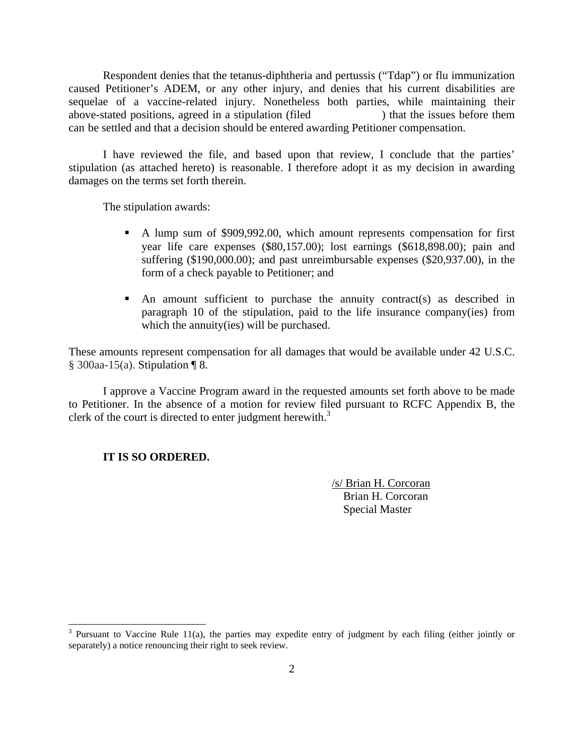Respondent denies that the tetanus-diphtheria and pertussis ("Tdap") or flu immunization caused Petitioner's ADEM, or any other injury, and denies that his current disabilities are sequelae of a vaccine-related injury. Nonetheless both parties, while maintaining their above-stated positions, agreed in a stipulation (filed ) that the issues before them can be settled and that a decision should be entered awarding Petitioner compensation.

I have reviewed the file, and based upon that review, I conclude that the parties' stipulation (as attached hereto) is reasonable. I therefore adopt it as my decision in awarding damages on the terms set forth therein.

The stipulation awards:

- A lump sum of $909,992.00, which amount represents compensation for first year life care expenses ($80,157.00); lost earnings ($618,898.00); pain and suffering ($190,000.00); and past unreimbursable expenses ($20,937.00), in the form of a check payable to Petitioner; and

- An amount sufficient to purchase the annuity contract(s) as described in paragraph 10 of the stipulation, paid to the life insurance company(ies) from which the annuity(ies) will be purchased.

These amounts represent compensation for all damages that would be available under 42 U.S.C. § 300aa-15(a). Stipulation ¶ 8.

I approve a Vaccine Program award in the requested amounts set forth above to be made to Petitioner. In the absence of a motion for review filed pursuant to RCFC Appendix B, the clerk of the court is directed to enter judgment herewith.[3]

**IT IS SO ORDERED.**

/s/ Brian H. Corcoran
Brian H. Corcoran
Special Master

---

[3] Pursuant to Vaccine Rule 11(a), the parties may expedite entry of judgment by each filing (either jointly or separately) a notice renouncing their right to seek review.